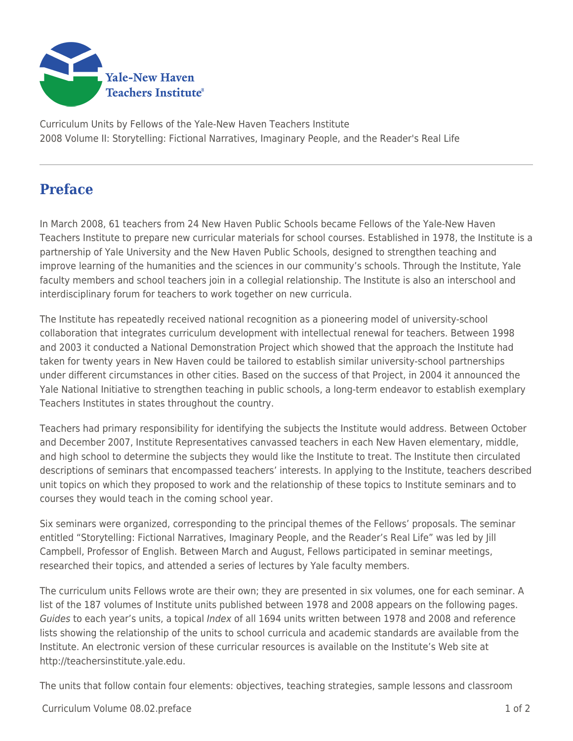Curriculum Units by Fellows of the Yale-New Haven Teachers Institute
2008 Volume II: Storytelling: Fictional Narratives, Imaginary People, and the Reader's Real Life

# Preface

In March 2008, 61 teachers from 24 New Haven Public Schools became Fellows of the Yale-New Haven Teachers Institute to prepare new curricular materials for school courses. Established in 1978, the Institute is a partnership of Yale University and the New Haven Public Schools, designed to strengthen teaching and improve learning of the humanities and the sciences in our community's schools. Through the Institute, Yale faculty members and school teachers join in a collegial relationship. The Institute is also an interschool and interdisciplinary forum for teachers to work together on new curricula.

The Institute has repeatedly received national recognition as a pioneering model of university-school collaboration that integrates curriculum development with intellectual renewal for teachers. Between 1998 and 2003 it conducted a National Demonstration Project which showed that the approach the Institute had taken for twenty years in New Haven could be tailored to establish similar university-school partnerships under different circumstances in other cities. Based on the success of that Project, in 2004 it announced the Yale National Initiative to strengthen teaching in public schools, a long-term endeavor to establish exemplary Teachers Institutes in states throughout the country.

Teachers had primary responsibility for identifying the subjects the Institute would address. Between October and December 2007, Institute Representatives canvassed teachers in each New Haven elementary, middle, and high school to determine the subjects they would like the Institute to treat. The Institute then circulated descriptions of seminars that encompassed teachers' interests. In applying to the Institute, teachers described unit topics on which they proposed to work and the relationship of these topics to Institute seminars and to courses they would teach in the coming school year.

Six seminars were organized, corresponding to the principal themes of the Fellows' proposals. The seminar entitled "Storytelling: Fictional Narratives, Imaginary People, and the Reader's Real Life" was led by Jill Campbell, Professor of English. Between March and August, Fellows participated in seminar meetings, researched their topics, and attended a series of lectures by Yale faculty members.

The curriculum units Fellows wrote are their own; they are presented in six volumes, one for each seminar. A list of the 187 volumes of Institute units published between 1978 and 2008 appears on the following pages. *Guides* to each year's units, a topical *Index* of all 1694 units written between 1978 and 2008 and reference lists showing the relationship of the units to school curricula and academic standards are available from the Institute. An electronic version of these curricular resources is available on the Institute's Web site at http://teachersinstitute.yale.edu.

The units that follow contain four elements: objectives, teaching strategies, sample lessons and classroom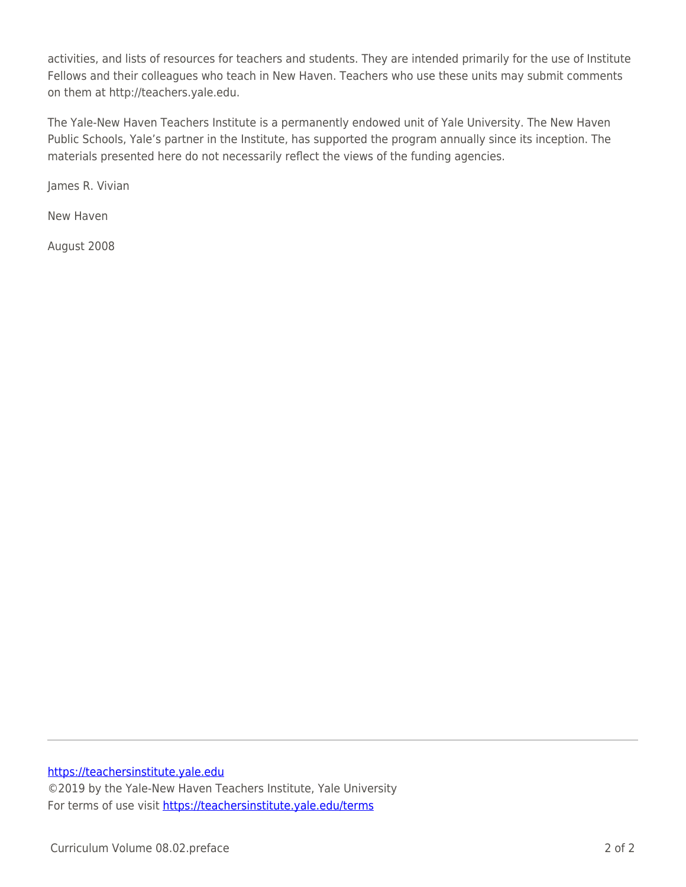activities, and lists of resources for teachers and students. They are intended primarily for the use of Institute Fellows and their colleagues who teach in New Haven. Teachers who use these units may submit comments on them at http://teachers.yale.edu.

The Yale-New Haven Teachers Institute is a permanently endowed unit of Yale University. The New Haven Public Schools, Yale's partner in the Institute, has supported the program annually since its inception. The materials presented here do not necessarily reflect the views of the funding agencies.

James R. Vivian

New Haven

August 2008

https://teachersinstitute.yale.edu
©2019 by the Yale-New Haven Teachers Institute, Yale University
For terms of use visit https://teachersinstitute.yale.edu/terms